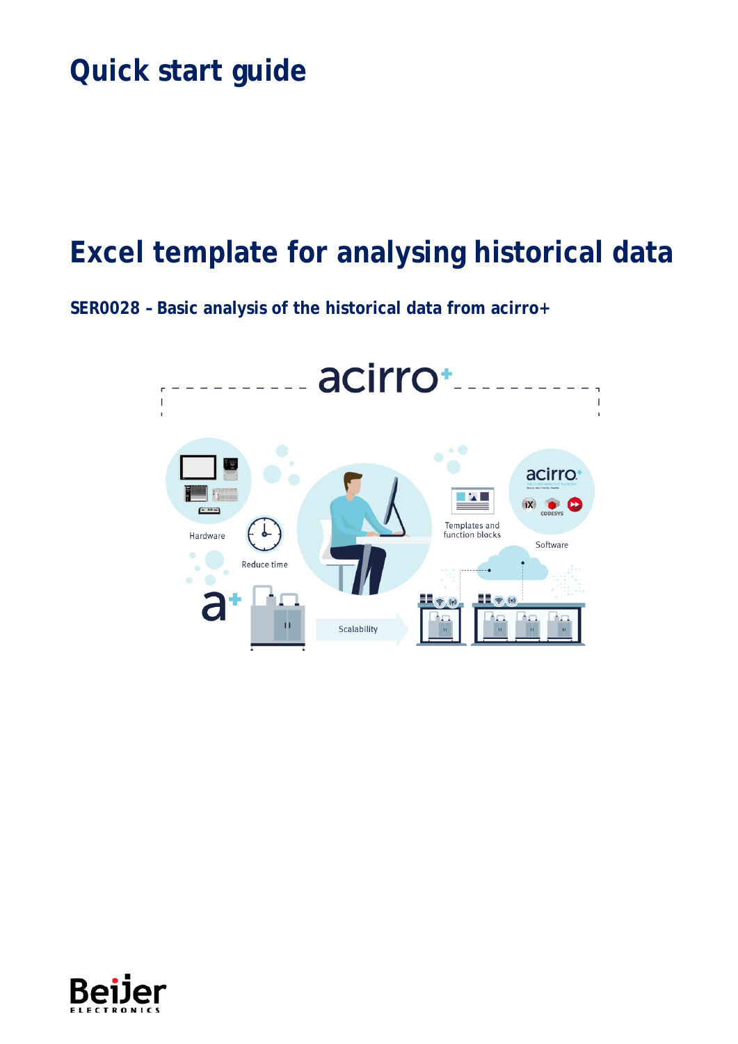# Quick start guide

# Excel template for analysing historical data

## SER0028 – Basic analysis of the historical data from acirro+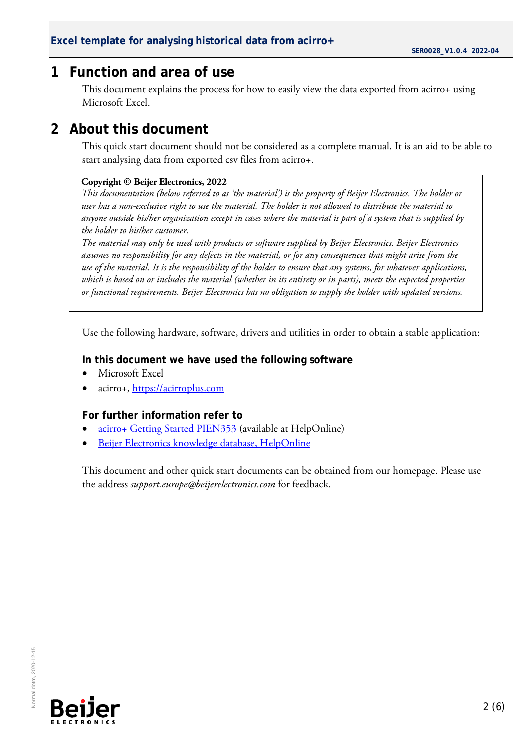# 1 Function and area of use

This document explains the process for how to easily view the data exported from acirro+ using Microsoft Excel.

# 2 About this document

This quick start document should not be considered as a complete manual. It is an aid to be able to start analysing data from exported csv files from acirro+.

> **Copyright © Beijer Electronics, 2022**
> *This documentation (below referred to as 'the material') is the property of Beijer Electronics. The holder or user has a non-exclusive right to use the material. The holder is not allowed to distribute the material to anyone outside his/her organization except in cases where the material is part of a system that is supplied by the holder to his/her customer.*
> *The material may only be used with products or software supplied by Beijer Electronics. Beijer Electronics assumes no responsibility for any defects in the material, or for any consequences that might arise from the use of the material. It is the responsibility of the holder to ensure that any systems, for whatever applications, which is based on or includes the material (whether in its entirety or in parts), meets the expected properties or functional requirements. Beijer Electronics has no obligation to supply the holder with updated versions.*

Use the following hardware, software, drivers and utilities in order to obtain a stable application:

### In this document we have used the following software

- Microsoft Excel
- acirro+, https://acirroplus.com

### For further information refer to

- acirro+ Getting Started PIEN353 (available at HelpOnline)
- Beijer Electronics knowledge database, HelpOnline

This document and other quick start documents can be obtained from our homepage. Please use the address *support.europe@beijerelectronics.com* for feedback.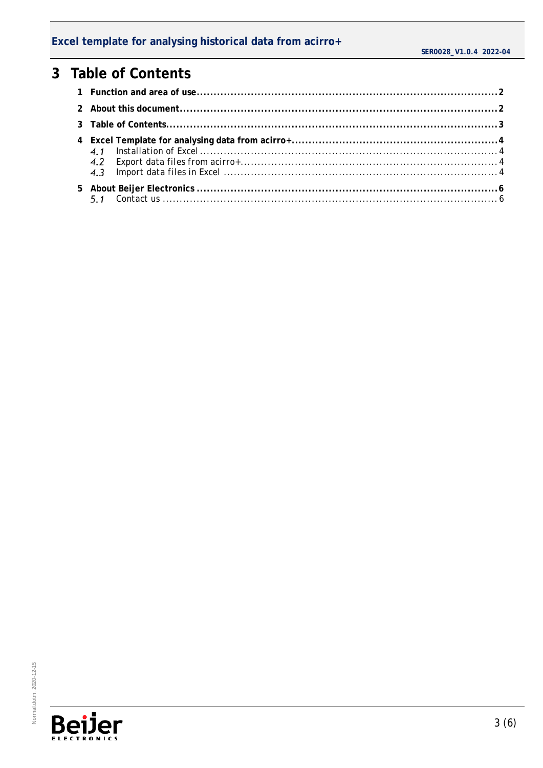# 3 Table of Contents

**1 Function and area of use** ........................................................................................ **2**

**2 About this document** ................................................................................................ **2**

**3 Table of Contents** ..................................................................................................... **3**

**4 Excel Template for analysing data from acirro+** ........................................................ **4**

- *4.1* Installation of Excel ................................................................................................ 4
- *4.2* Export data files from acirro+ ................................................................................. 4
- *4.3* Import data files in Excel ........................................................................................ 4

**5 About Beijer Electronics** ........................................................................................... **6**

- *5.1* Contact us .............................................................................................................. 6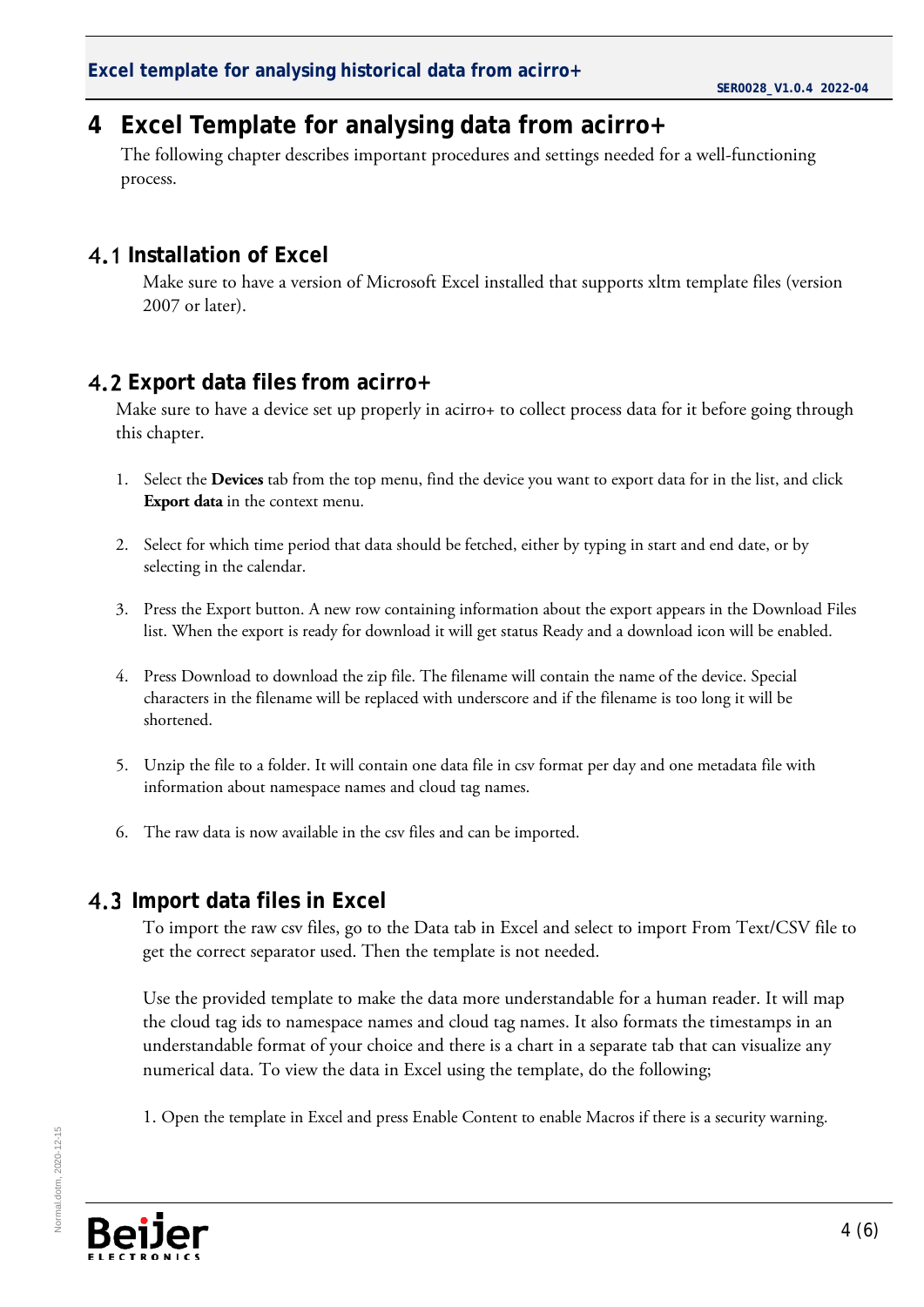# 4 Excel Template for analysing data from acirro+

The following chapter describes important procedures and settings needed for a well-functioning process.

## 4.1 Installation of Excel

Make sure to have a version of Microsoft Excel installed that supports xltm template files (version 2007 or later).

## 4.2 Export data files from acirro+

Make sure to have a device set up properly in acirro+ to collect process data for it before going through this chapter.

1. Select the **Devices** tab from the top menu, find the device you want to export data for in the list, and click **Export data** in the context menu.

2. Select for which time period that data should be fetched, either by typing in start and end date, or by selecting in the calendar.

3. Press the Export button. A new row containing information about the export appears in the Download Files list. When the export is ready for download it will get status Ready and a download icon will be enabled.

4. Press Download to download the zip file. The filename will contain the name of the device. Special characters in the filename will be replaced with underscore and if the filename is too long it will be shortened.

5. Unzip the file to a folder. It will contain one data file in csv format per day and one metadata file with information about namespace names and cloud tag names.

6. The raw data is now available in the csv files and can be imported.

## 4.3 Import data files in Excel

To import the raw csv files, go to the Data tab in Excel and select to import From Text/CSV file to get the correct separator used. Then the template is not needed.

Use the provided template to make the data more understandable for a human reader. It will map the cloud tag ids to namespace names and cloud tag names. It also formats the timestamps in an understandable format of your choice and there is a chart in a separate tab that can visualize any numerical data. To view the data in Excel using the template, do the following;

1. Open the template in Excel and press Enable Content to enable Macros if there is a security warning.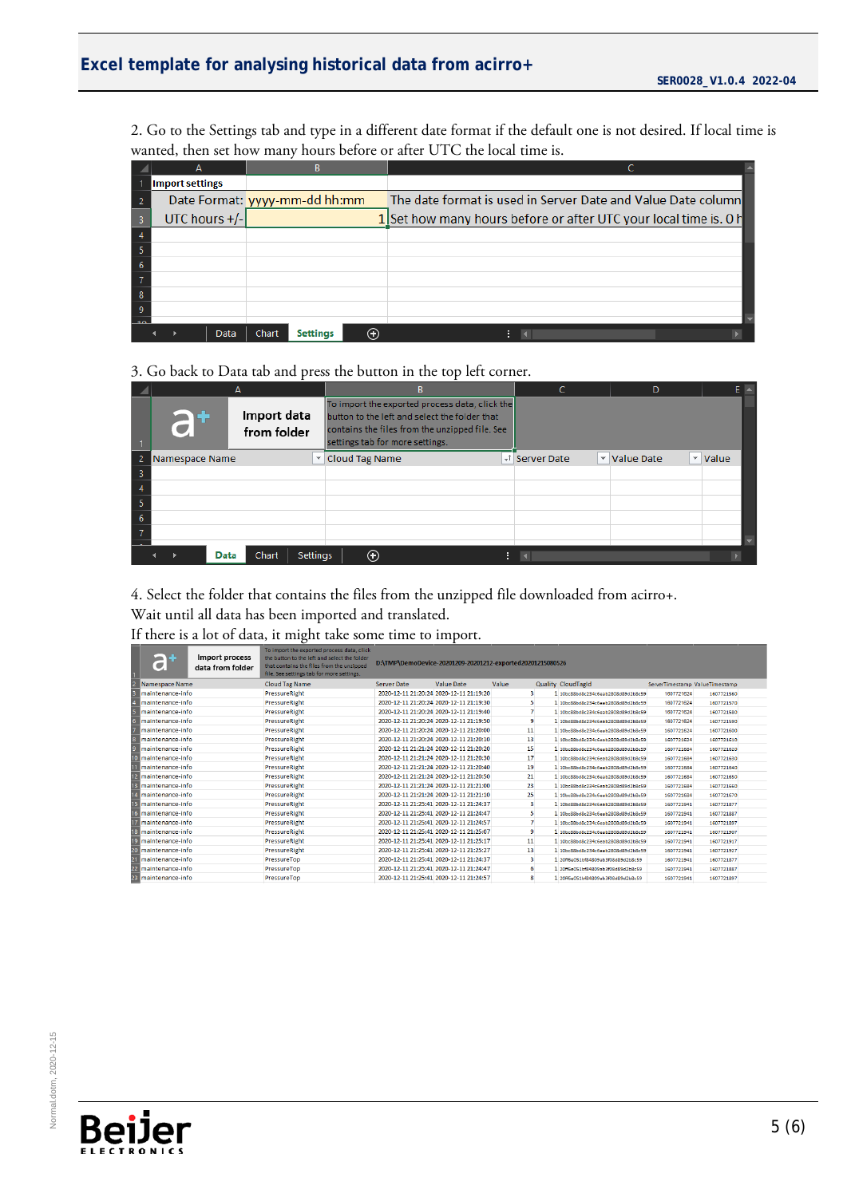2. Go to the Settings tab and type in a different date format if the default one is not desired. If local time is wanted, then set how many hours before or after UTC the local time is.

| | A | B | C |
|---|---|---|---|
| 1 | Import settings | | |
| 2 | Date Format: | yyyy-mm-dd hh:mm | The date format is used in Server Date and Value Date column |
| 3 | UTC hours +/- | 1 | Set how many hours before or after UTC your local time is. 0 h |

3. Go back to Data tab and press the button in the top left corner.

| | A | B | C | D | E |
|---|---|---|---|---|---|
| 1 | Import data from folder | To import the exported process data, click the button to the left and select the folder that contains the files from the unzipped file. See settings tab for more settings. | | | |
| 2 | Namespace Name | Cloud Tag Name | Server Date | Value Date | Value |

4. Select the folder that contains the files from the unzipped file downloaded from acirro+.
Wait until all data has been imported and translated.
If there is a lot of data, it might take some time to import.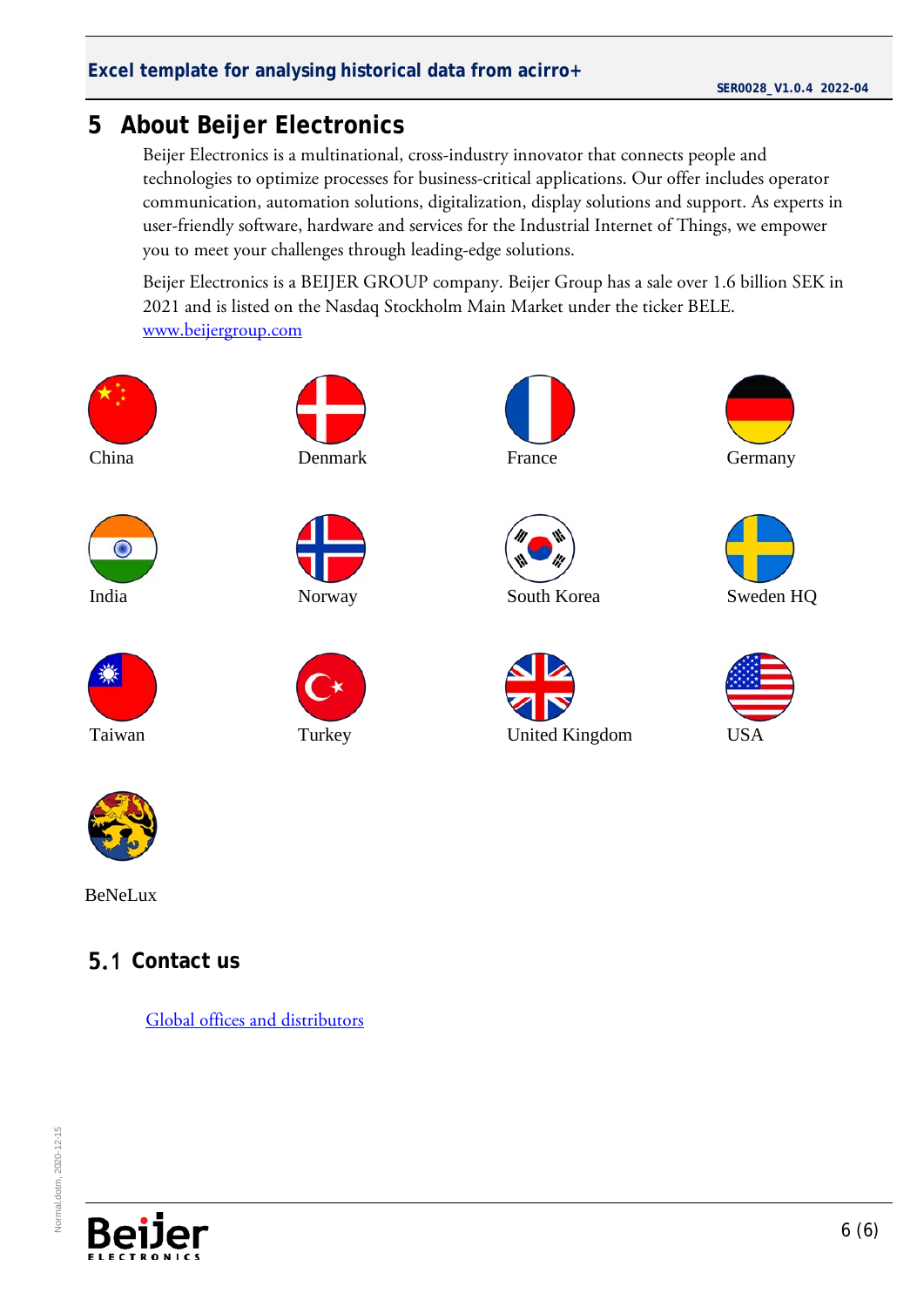# 5 About Beijer Electronics

Beijer Electronics is a multinational, cross-industry innovator that connects people and technologies to optimize processes for business-critical applications. Our offer includes operator communication, automation solutions, digitalization, display solutions and support. As experts in user-friendly software, hardware and services for the Industrial Internet of Things, we empower you to meet your challenges through leading-edge solutions.

Beijer Electronics is a BEIJER GROUP company. Beijer Group has a sale over 1.6 billion SEK in 2021 and is listed on the Nasdaq Stockholm Main Market under the ticker BELE.
www.beijergroup.com

China

Denmark

France

Germany

India

Norway

South Korea

Sweden HQ

Taiwan

Turkey

United Kingdom

USA

BeNeLux

## 5.1 Contact us

Global offices and distributors